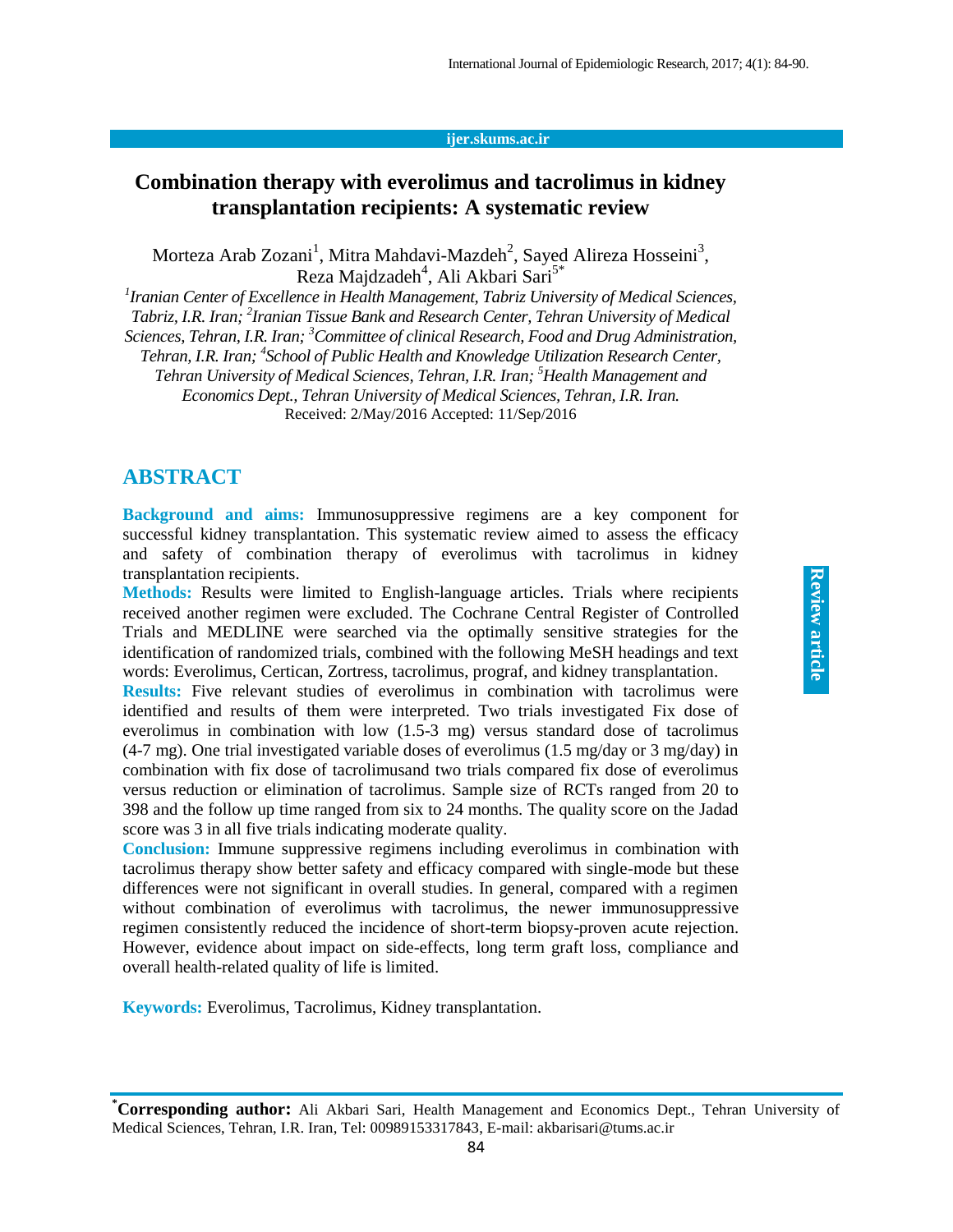# Combination therapy with everolimus and tacrolimus in kidney transplantation recipients: A systematic review

Morteza Arab Zozani[1], Mitra Mahdavi-Mazdeh[2], Sayed Alireza Hosseini[3], Reza Majdzadeh[4], Ali Akbari Sari[5*]

*[1]Iranian Center of Excellence in Health Management, Tabriz University of Medical Sciences, Tabriz, I.R. Iran; [2]Iranian Tissue Bank and Research Center, Tehran University of Medical Sciences, Tehran, I.R. Iran; [3]Committee of clinical Research, Food and Drug Administration, Tehran, I.R. Iran; [4]School of Public Health and Knowledge Utilization Research Center, Tehran University of Medical Sciences, Tehran, I.R. Iran; [5]Health Management and Economics Dept., Tehran University of Medical Sciences, Tehran, I.R. Iran.*

Received: 2/May/2016 Accepted: 11/Sep/2016

## ABSTRACT

**Background and aims:** Immunosuppressive regimens are a key component for successful kidney transplantation. This systematic review aimed to assess the efficacy and safety of combination therapy of everolimus with tacrolimus in kidney transplantation recipients.

**Methods:** Results were limited to English-language articles. Trials where recipients received another regimen were excluded. The Cochrane Central Register of Controlled Trials and MEDLINE were searched via the optimally sensitive strategies for the identification of randomized trials, combined with the following MeSH headings and text words: Everolimus, Certican, Zortress, tacrolimus, prograf, and kidney transplantation.

**Results:** Five relevant studies of everolimus in combination with tacrolimus were identified and results of them were interpreted. Two trials investigated Fix dose of everolimus in combination with low (1.5-3 mg) versus standard dose of tacrolimus (4-7 mg). One trial investigated variable doses of everolimus (1.5 mg/day or 3 mg/day) in combination with fix dose of tacrolimusand two trials compared fix dose of everolimus versus reduction or elimination of tacrolimus. Sample size of RCTs ranged from 20 to 398 and the follow up time ranged from six to 24 months. The quality score on the Jadad score was 3 in all five trials indicating moderate quality.

**Conclusion:** Immune suppressive regimens including everolimus in combination with tacrolimus therapy show better safety and efficacy compared with single-mode but these differences were not significant in overall studies. In general, compared with a regimen without combination of everolimus with tacrolimus, the newer immunosuppressive regimen consistently reduced the incidence of short-term biopsy-proven acute rejection. However, evidence about impact on side-effects, long term graft loss, compliance and overall health-related quality of life is limited.

**Keywords:** Everolimus, Tacrolimus, Kidney transplantation.

---

[*]**Corresponding author:** Ali Akbari Sari, Health Management and Economics Dept., Tehran University of Medical Sciences, Tehran, I.R. Iran, Tel: 00989153317843, E-mail: akbarisari@tums.ac.ir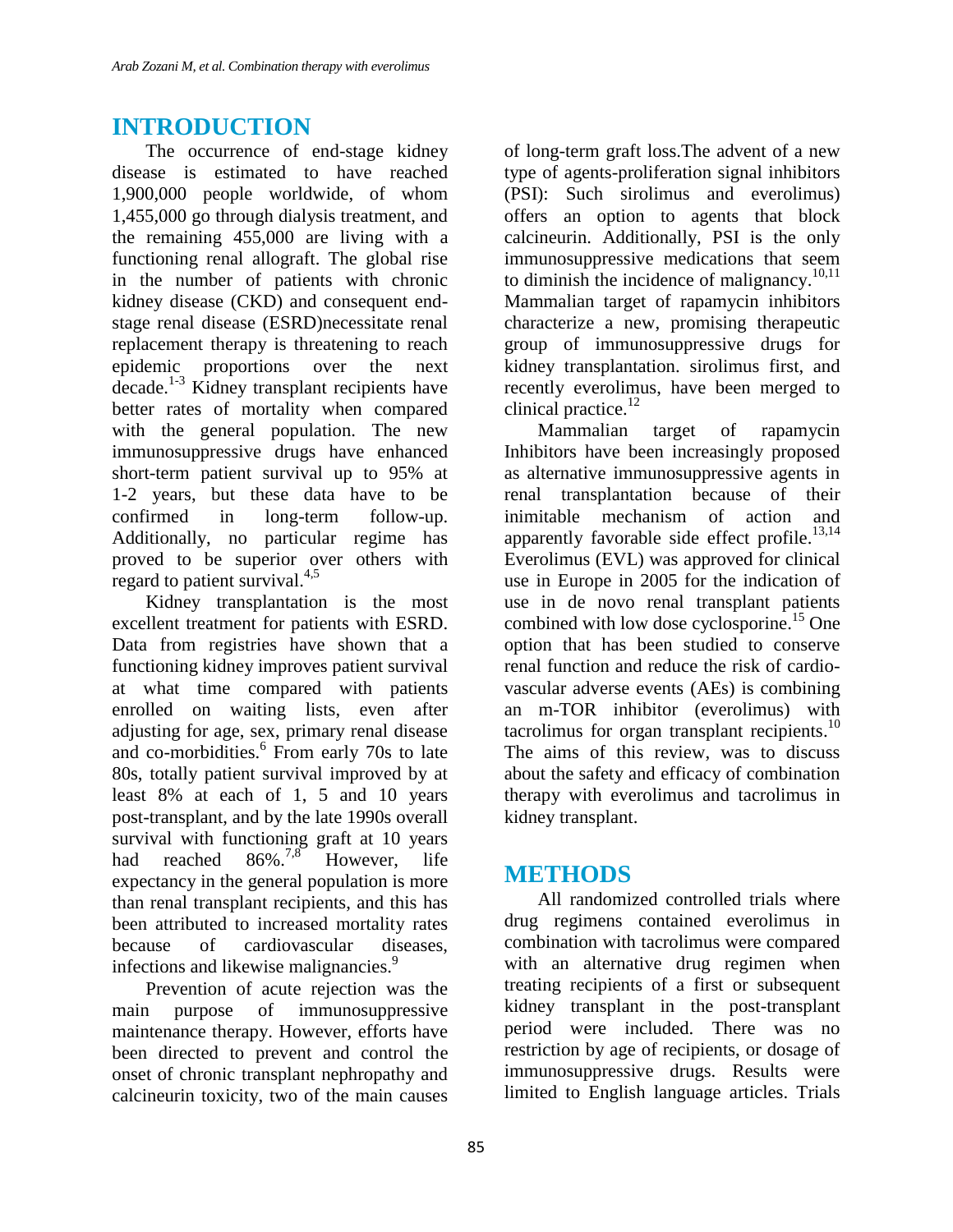## INTRODUCTION

The occurrence of end-stage kidney disease is estimated to have reached 1,900,000 people worldwide, of whom 1,455,000 go through dialysis treatment, and the remaining 455,000 are living with a functioning renal allograft. The global rise in the number of patients with chronic kidney disease (CKD) and consequent end-stage renal disease (ESRD)necessitate renal replacement therapy is threatening to reach epidemic proportions over the next decade.[1-3] Kidney transplant recipients have better rates of mortality when compared with the general population. The new immunosuppressive drugs have enhanced short-term patient survival up to 95% at 1-2 years, but these data have to be confirmed in long-term follow-up. Additionally, no particular regime has proved to be superior over others with regard to patient survival.[4,5]

Kidney transplantation is the most excellent treatment for patients with ESRD. Data from registries have shown that a functioning kidney improves patient survival at what time compared with patients enrolled on waiting lists, even after adjusting for age, sex, primary renal disease and co-morbidities.[6] From early 70s to late 80s, totally patient survival improved by at least 8% at each of 1, 5 and 10 years post-transplant, and by the late 1990s overall survival with functioning graft at 10 years had reached 86%.[7,8] However, life expectancy in the general population is more than renal transplant recipients, and this has been attributed to increased mortality rates because of cardiovascular diseases, infections and likewise malignancies.[9]

Prevention of acute rejection was the main purpose of immunosuppressive maintenance therapy. However, efforts have been directed to prevent and control the onset of chronic transplant nephropathy and calcineurin toxicity, two of the main causes of long-term graft loss.The advent of a new type of agents-proliferation signal inhibitors (PSI): Such sirolimus and everolimus) offers an option to agents that block calcineurin. Additionally, PSI is the only immunosuppressive medications that seem to diminish the incidence of malignancy.[10,11] Mammalian target of rapamycin inhibitors characterize a new, promising therapeutic group of immunosuppressive drugs for kidney transplantation. sirolimus first, and recently everolimus, have been merged to clinical practice.[12]

Mammalian target of rapamycin Inhibitors have been increasingly proposed as alternative immunosuppressive agents in renal transplantation because of their inimitable mechanism of action and apparently favorable side effect profile.[13,14] Everolimus (EVL) was approved for clinical use in Europe in 2005 for the indication of use in de novo renal transplant patients combined with low dose cyclosporine.[15] One option that has been studied to conserve renal function and reduce the risk of cardio-vascular adverse events (AEs) is combining an m-TOR inhibitor (everolimus) with tacrolimus for organ transplant recipients.[10] The aims of this review, was to discuss about the safety and efficacy of combination therapy with everolimus and tacrolimus in kidney transplant.

## METHODS

All randomized controlled trials where drug regimens contained everolimus in combination with tacrolimus were compared with an alternative drug regimen when treating recipients of a first or subsequent kidney transplant in the post-transplant period were included. There was no restriction by age of recipients, or dosage of immunosuppressive drugs. Results were limited to English language articles. Trials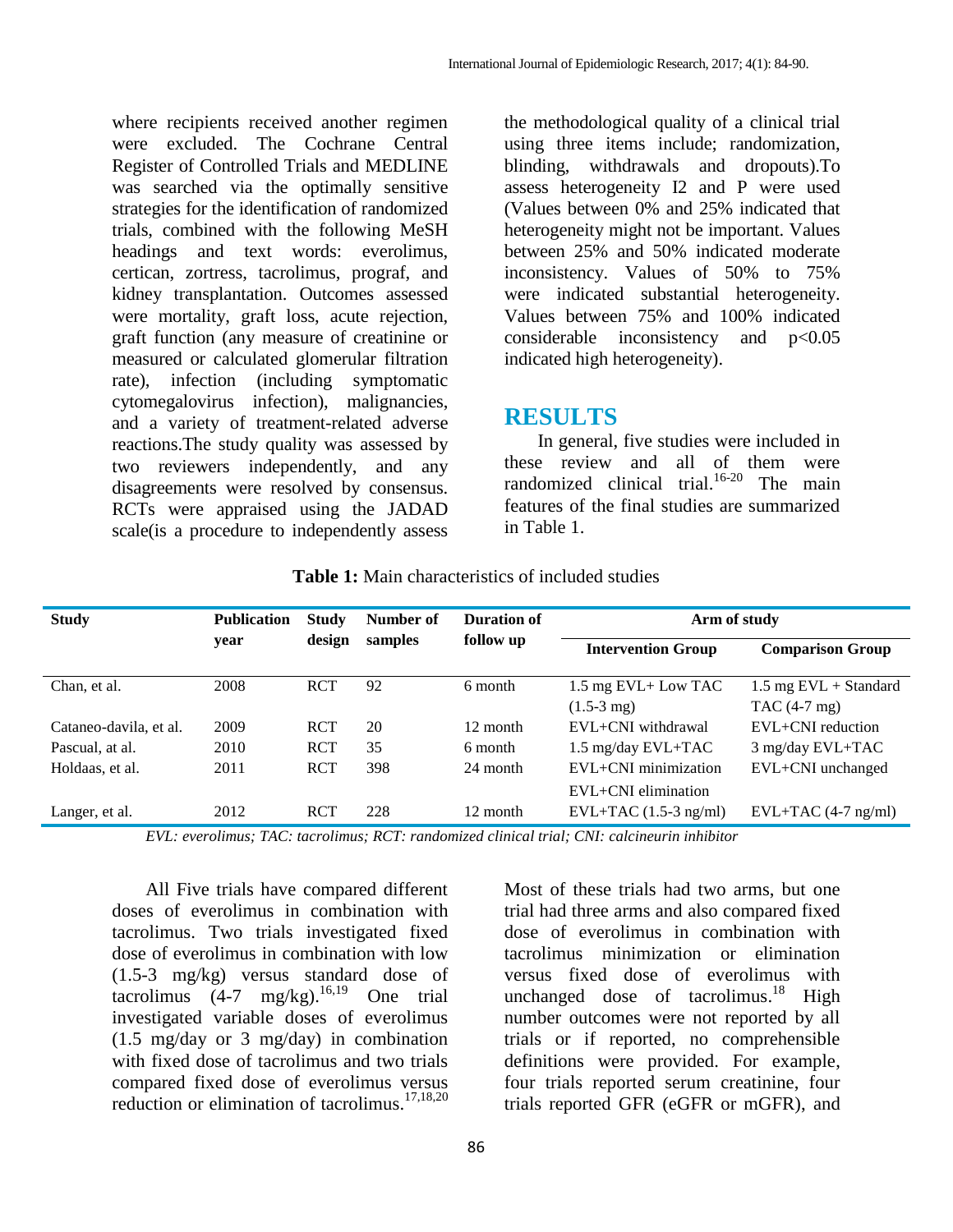where recipients received another regimen were excluded. The Cochrane Central Register of Controlled Trials and MEDLINE was searched via the optimally sensitive strategies for the identification of randomized trials, combined with the following MeSH headings and text words: everolimus, certican, zortress, tacrolimus, prograf, and kidney transplantation. Outcomes assessed were mortality, graft loss, acute rejection, graft function (any measure of creatinine or measured or calculated glomerular filtration rate), infection (including symptomatic cytomegalovirus infection), malignancies, and a variety of treatment-related adverse reactions.The study quality was assessed by two reviewers independently, and any disagreements were resolved by consensus. RCTs were appraised using the JADAD scale(is a procedure to independently assess the methodological quality of a clinical trial using three items include; randomization, blinding, withdrawals and dropouts).To assess heterogeneity I2 and P were used (Values between 0% and 25% indicated that heterogeneity might not be important. Values between 25% and 50% indicated moderate inconsistency. Values of 50% to 75% were indicated substantial heterogeneity. Values between 75% and 100% indicated considerable inconsistency and $p<0.05$ indicated high heterogeneity).

## RESULTS

In general, five studies were included in these review and all of them were randomized clinical trial.[16-20] The main features of the final studies are summarized in Table 1.

**Table 1:** Main characteristics of included studies

| Study | Publication year | Study design | Number of samples | Duration of follow up | Arm of study | |
|---|---|---|---|---|---|---|
| | | | | | **Intervention Group** | **Comparison Group** |
| Chan, et al. | 2008 | RCT | 92 | 6 month | 1.5 mg EVL+ Low TAC (1.5-3 mg) | 1.5 mg EVL + Standard TAC (4-7 mg) |
| Cataneo-davila, et al. | 2009 | RCT | 20 | 12 month | EVL+CNI withdrawal | EVL+CNI reduction |
| Pascual, at al. | 2010 | RCT | 35 | 6 month | 1.5 mg/day EVL+TAC | 3 mg/day EVL+TAC |
| Holdaas, et al. | 2011 | RCT | 398 | 24 month | EVL+CNI minimization<br>EVL+CNI elimination | EVL+CNI unchanged |
| Langer, et al. | 2012 | RCT | 228 | 12 month | EVL+TAC (1.5-3 ng/ml) | EVL+TAC (4-7 ng/ml) |

*EVL: everolimus; TAC: tacrolimus; RCT: randomized clinical trial; CNI: calcineurin inhibitor*

All Five trials have compared different doses of everolimus in combination with tacrolimus. Two trials investigated fixed dose of everolimus in combination with low (1.5-3 mg/kg) versus standard dose of tacrolimus (4-7 mg/kg).[16,19] One trial investigated variable doses of everolimus (1.5 mg/day or 3 mg/day) in combination with fixed dose of tacrolimus and two trials compared fixed dose of everolimus versus reduction or elimination of tacrolimus.[17,18,20] Most of these trials had two arms, but one trial had three arms and also compared fixed dose of everolimus in combination with tacrolimus minimization or elimination versus fixed dose of everolimus with unchanged dose of tacrolimus.[18] High number outcomes were not reported by all trials or if reported, no comprehensible definitions were provided. For example, four trials reported serum creatinine, four trials reported GFR (eGFR or mGFR), and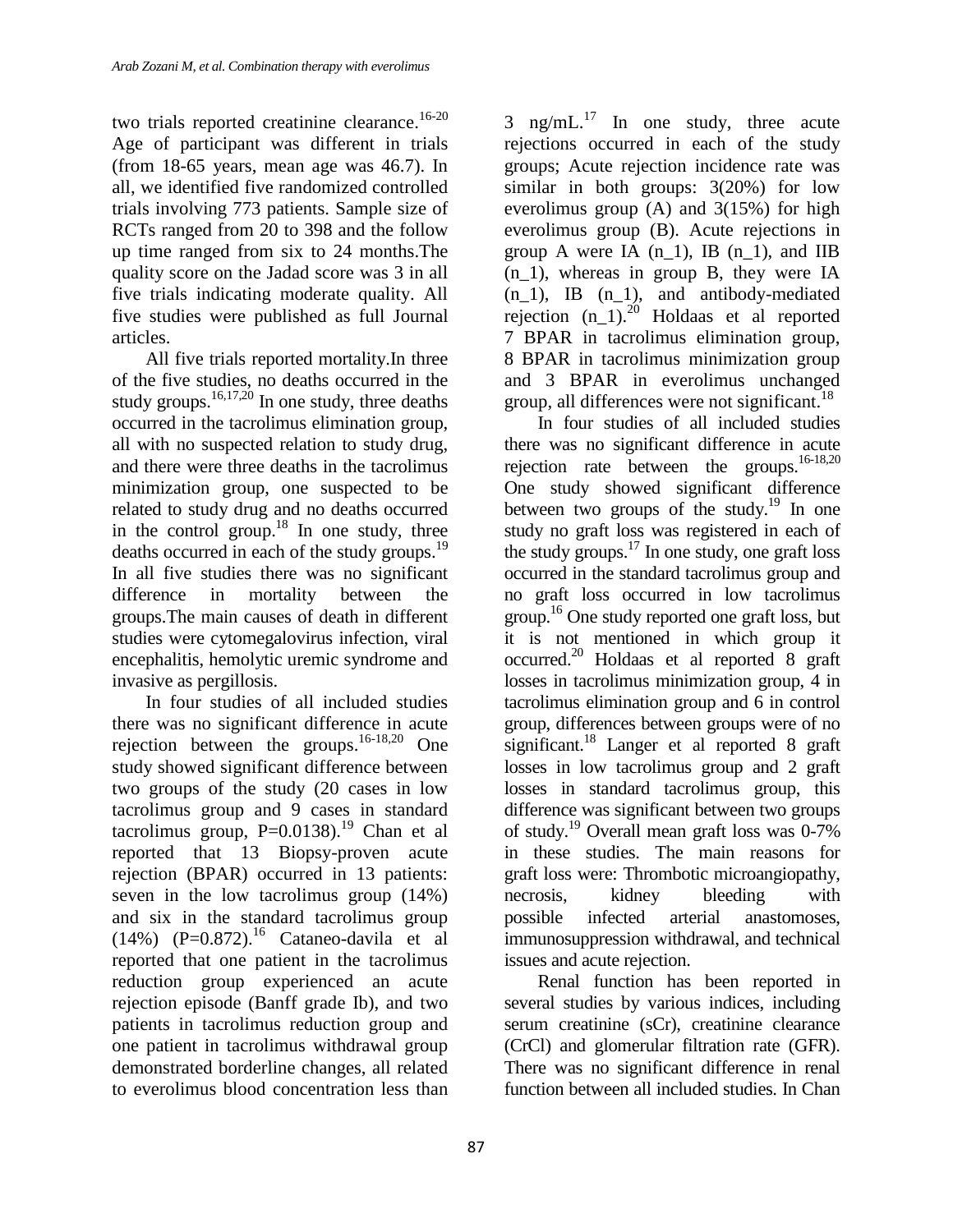two trials reported creatinine clearance.[16-20] Age of participant was different in trials (from 18-65 years, mean age was 46.7). In all, we identified five randomized controlled trials involving 773 patients. Sample size of RCTs ranged from 20 to 398 and the follow up time ranged from six to 24 months.The quality score on the Jadad score was 3 in all five trials indicating moderate quality. All five studies were published as full Journal articles.

All five trials reported mortality.In three of the five studies, no deaths occurred in the study groups.[16,17,20] In one study, three deaths occurred in the tacrolimus elimination group, all with no suspected relation to study drug, and there were three deaths in the tacrolimus minimization group, one suspected to be related to study drug and no deaths occurred in the control group.[18] In one study, three deaths occurred in each of the study groups.[19] In all five studies there was no significant difference in mortality between the groups.The main causes of death in different studies were cytomegalovirus infection, viral encephalitis, hemolytic uremic syndrome and invasive as pergillosis.

In four studies of all included studies there was no significant difference in acute rejection between the groups.[16-18,20] One study showed significant difference between two groups of the study (20 cases in low tacrolimus group and 9 cases in standard tacrolimus group, P=0.0138).[19] Chan et al reported that 13 Biopsy-proven acute rejection (BPAR) occurred in 13 patients: seven in the low tacrolimus group (14%) and six in the standard tacrolimus group (14%) (P=0.872).[16] Cataneo-davila et al reported that one patient in the tacrolimus reduction group experienced an acute rejection episode (Banff grade Ib), and two patients in tacrolimus reduction group and one patient in tacrolimus withdrawal group demonstrated borderline changes, all related to everolimus blood concentration less than 3 ng/mL.[17] In one study, three acute rejections occurred in each of the study groups; Acute rejection incidence rate was similar in both groups: 3(20%) for low everolimus group (A) and 3(15%) for high everolimus group (B). Acute rejections in group A were IA (n_1), IB (n_1), and IIB (n_1), whereas in group B, they were IA (n_1), IB (n_1), and antibody-mediated rejection (n_1).[20] Holdaas et al reported 7 BPAR in tacrolimus elimination group, 8 BPAR in tacrolimus minimization group and 3 BPAR in everolimus unchanged group, all differences were not significant.[18]

In four studies of all included studies there was no significant difference in acute rejection rate between the groups.[16-18,20] One study showed significant difference between two groups of the study.[19] In one study no graft loss was registered in each of the study groups.[17] In one study, one graft loss occurred in the standard tacrolimus group and no graft loss occurred in low tacrolimus group.[16] One study reported one graft loss, but it is not mentioned in which group it occurred.[20] Holdaas et al reported 8 graft losses in tacrolimus minimization group, 4 in tacrolimus elimination group and 6 in control group, differences between groups were of no significant.[18] Langer et al reported 8 graft losses in low tacrolimus group and 2 graft losses in standard tacrolimus group, this difference was significant between two groups of study.[19] Overall mean graft loss was 0-7% in these studies. The main reasons for graft loss were: Thrombotic microangiopathy, necrosis, kidney bleeding with possible infected arterial anastomoses, immunosuppression withdrawal, and technical issues and acute rejection.

Renal function has been reported in several studies by various indices, including serum creatinine (sCr), creatinine clearance (CrCl) and glomerular filtration rate (GFR). There was no significant difference in renal function between all included studies. In Chan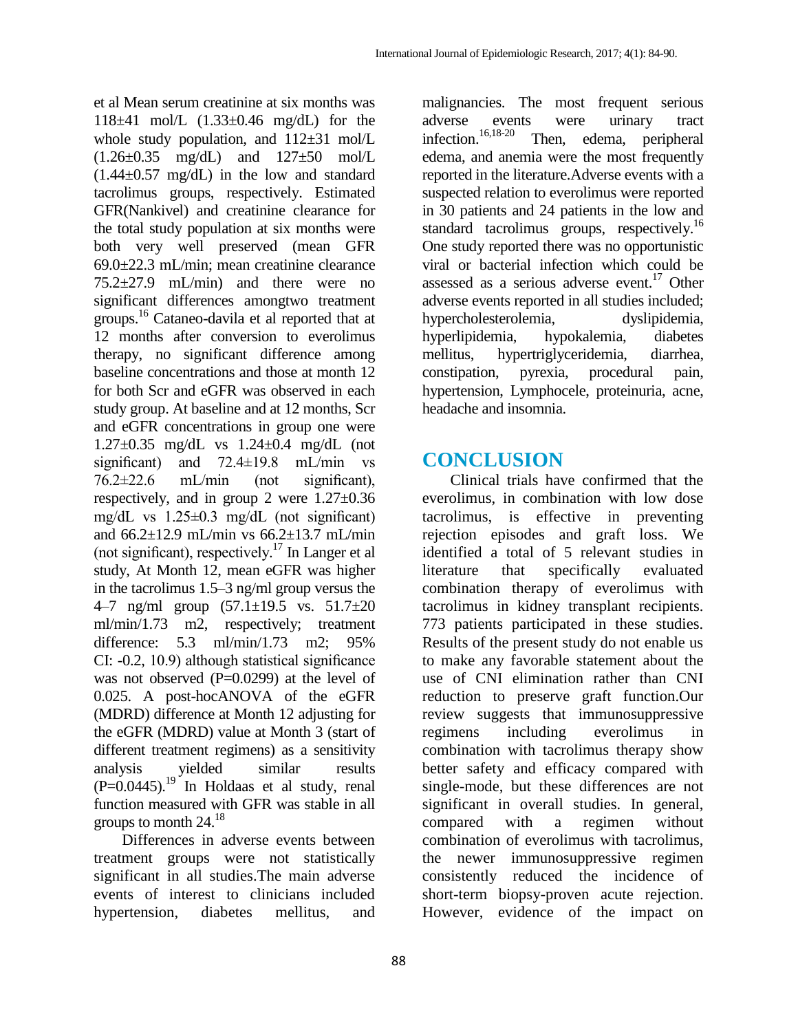et al Mean serum creatinine at six months was 118±41 mol/L (1.33±0.46 mg/dL) for the whole study population, and 112±31 mol/L (1.26±0.35 mg/dL) and 127±50 mol/L (1.44±0.57 mg/dL) in the low and standard tacrolimus groups, respectively. Estimated GFR(Nankivel) and creatinine clearance for the total study population at six months were both very well preserved (mean GFR 69.0±22.3 mL/min; mean creatinine clearance 75.2±27.9 mL/min) and there were no significant differences amongtwo treatment groups.[16] Cataneo-davila et al reported that at 12 months after conversion to everolimus therapy, no significant difference among baseline concentrations and those at month 12 for both Scr and eGFR was observed in each study group. At baseline and at 12 months, Scr and eGFR concentrations in group one were 1.27±0.35 mg/dL vs 1.24±0.4 mg/dL (not significant) and 72.4±19.8 mL/min vs 76.2±22.6 mL/min (not significant), respectively, and in group 2 were 1.27±0.36 mg/dL vs 1.25±0.3 mg/dL (not significant) and 66.2±12.9 mL/min vs 66.2±13.7 mL/min (not significant), respectively.[17] In Langer et al study, At Month 12, mean eGFR was higher in the tacrolimus 1.5–3 ng/ml group versus the 4–7 ng/ml group (57.1±19.5 vs. 51.7±20 ml/min/1.73 m2, respectively; treatment difference: 5.3 ml/min/1.73 m2; 95% CI: -0.2, 10.9) although statistical significance was not observed (P=0.0299) at the level of 0.025. A post-hocANOVA of the eGFR (MDRD) difference at Month 12 adjusting for the eGFR (MDRD) value at Month 3 (start of different treatment regimens) as a sensitivity analysis yielded similar results (P=0.0445).[19] In Holdaas et al study, renal function measured with GFR was stable in all groups to month 24.[18]

Differences in adverse events between treatment groups were not statistically significant in all studies.The main adverse events of interest to clinicians included hypertension, diabetes mellitus, and malignancies. The most frequent serious adverse events were urinary tract infection.[16,18-20] Then, edema, peripheral edema, and anemia were the most frequently reported in the literature.Adverse events with a suspected relation to everolimus were reported in 30 patients and 24 patients in the low and standard tacrolimus groups, respectively.[16] One study reported there was no opportunistic viral or bacterial infection which could be assessed as a serious adverse event.[17] Other adverse events reported in all studies included; hypercholesterolemia, dyslipidemia, hyperlipidemia, hypokalemia, diabetes mellitus, hypertriglyceridemia, diarrhea, constipation, pyrexia, procedural pain, hypertension, Lymphocele, proteinuria, acne, headache and insomnia.

## CONCLUSION

Clinical trials have confirmed that the everolimus, in combination with low dose tacrolimus, is effective in preventing rejection episodes and graft loss. We identified a total of 5 relevant studies in literature that specifically evaluated combination therapy of everolimus with tacrolimus in kidney transplant recipients. 773 patients participated in these studies. Results of the present study do not enable us to make any favorable statement about the use of CNI elimination rather than CNI reduction to preserve graft function.Our review suggests that immunosuppressive regimens including everolimus in combination with tacrolimus therapy show better safety and efficacy compared with single-mode, but these differences are not significant in overall studies. In general, compared with a regimen without combination of everolimus with tacrolimus, the newer immunosuppressive regimen consistently reduced the incidence of short-term biopsy-proven acute rejection. However, evidence of the impact on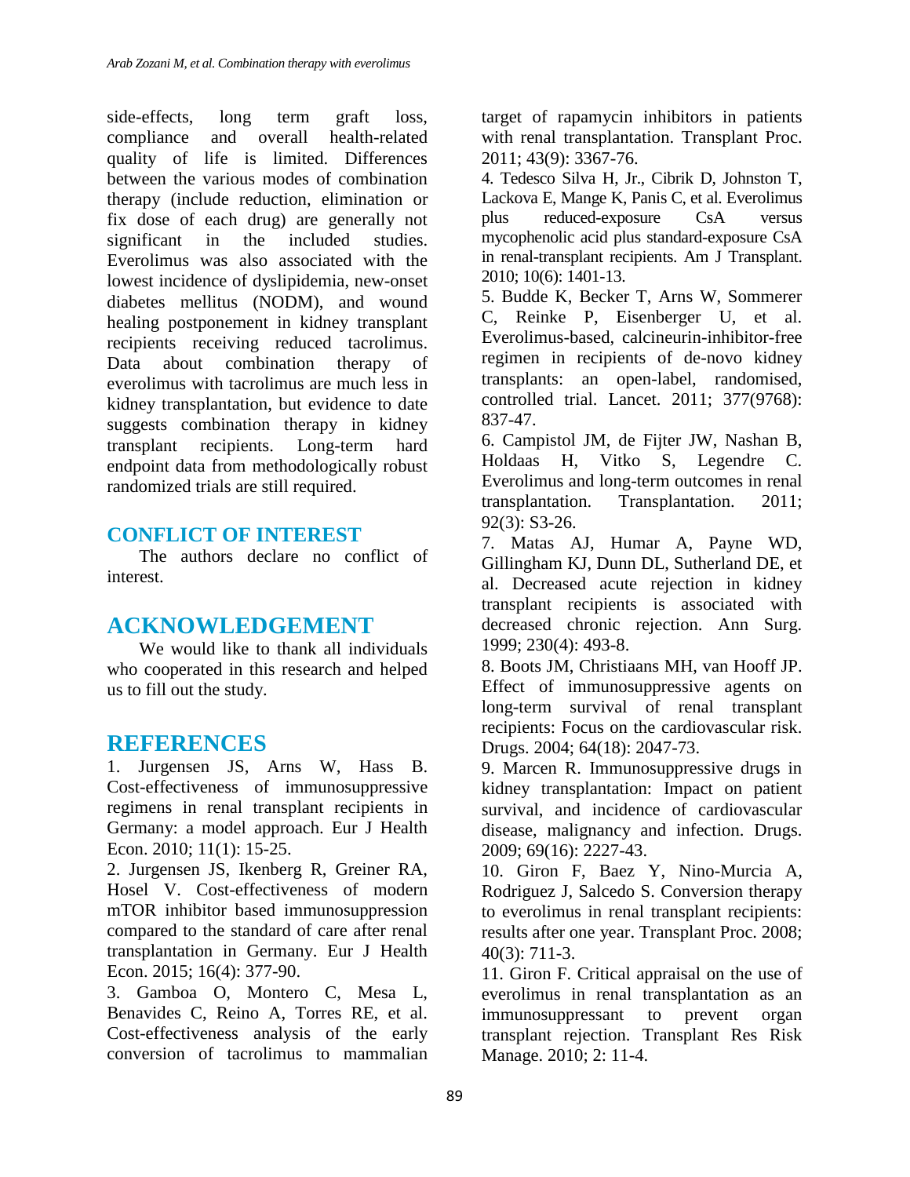side-effects, long term graft loss, compliance and overall health-related quality of life is limited. Differences between the various modes of combination therapy (include reduction, elimination or fix dose of each drug) are generally not significant in the included studies. Everolimus was also associated with the lowest incidence of dyslipidemia, new-onset diabetes mellitus (NODM), and wound healing postponement in kidney transplant recipients receiving reduced tacrolimus. Data about combination therapy of everolimus with tacrolimus are much less in kidney transplantation, but evidence to date suggests combination therapy in kidney transplant recipients. Long-term hard endpoint data from methodologically robust randomized trials are still required.

## CONFLICT OF INTEREST

The authors declare no conflict of interest.

# ACKNOWLEDGEMENT

We would like to thank all individuals who cooperated in this research and helped us to fill out the study.

# REFERENCES

1. Jurgensen JS, Arns W, Hass B. Cost-effectiveness of immunosuppressive regimens in renal transplant recipients in Germany: a model approach. Eur J Health Econ. 2010; 11(1): 15-25.
2. Jurgensen JS, Ikenberg R, Greiner RA, Hosel V. Cost-effectiveness of modern mTOR inhibitor based immunosuppression compared to the standard of care after renal transplantation in Germany. Eur J Health Econ. 2015; 16(4): 377-90.
3. Gamboa O, Montero C, Mesa L, Benavides C, Reino A, Torres RE, et al. Cost-effectiveness analysis of the early conversion of tacrolimus to mammalian target of rapamycin inhibitors in patients with renal transplantation. Transplant Proc. 2011; 43(9): 3367-76.
4. Tedesco Silva H, Jr., Cibrik D, Johnston T, Lackova E, Mange K, Panis C, et al. Everolimus plus reduced-exposure CsA versus mycophenolic acid plus standard-exposure CsA in renal-transplant recipients. Am J Transplant. 2010; 10(6): 1401-13.
5. Budde K, Becker T, Arns W, Sommerer C, Reinke P, Eisenberger U, et al. Everolimus-based, calcineurin-inhibitor-free regimen in recipients of de-novo kidney transplants: an open-label, randomised, controlled trial. Lancet. 2011; 377(9768): 837-47.
6. Campistol JM, de Fijter JW, Nashan B, Holdaas H, Vitko S, Legendre C. Everolimus and long-term outcomes in renal transplantation. Transplantation. 2011; 92(3): S3-26.
7. Matas AJ, Humar A, Payne WD, Gillingham KJ, Dunn DL, Sutherland DE, et al. Decreased acute rejection in kidney transplant recipients is associated with decreased chronic rejection. Ann Surg. 1999; 230(4): 493-8.
8. Boots JM, Christiaans MH, van Hooff JP. Effect of immunosuppressive agents on long-term survival of renal transplant recipients: Focus on the cardiovascular risk. Drugs. 2004; 64(18): 2047-73.
9. Marcen R. Immunosuppressive drugs in kidney transplantation: Impact on patient survival, and incidence of cardiovascular disease, malignancy and infection. Drugs. 2009; 69(16): 2227-43.
10. Giron F, Baez Y, Nino-Murcia A, Rodriguez J, Salcedo S. Conversion therapy to everolimus in renal transplant recipients: results after one year. Transplant Proc. 2008; 40(3): 711-3.
11. Giron F. Critical appraisal on the use of everolimus in renal transplantation as an immunosuppressant to prevent organ transplant rejection. Transplant Res Risk Manage. 2010; 2: 11-4.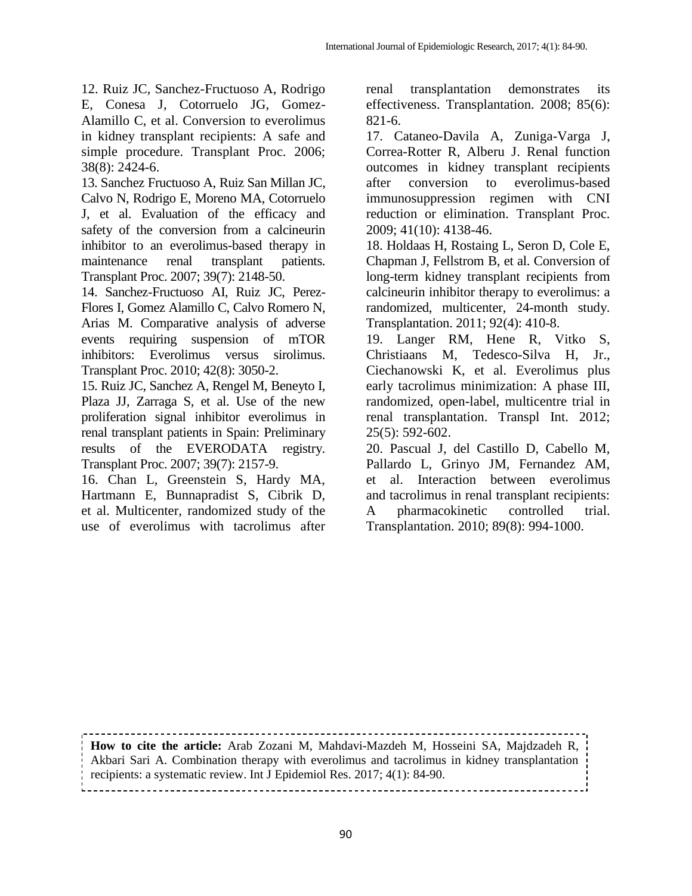12. Ruiz JC, Sanchez-Fructuoso A, Rodrigo E, Conesa J, Cotorruelo JG, Gomez-Alamillo C, et al. Conversion to everolimus in kidney transplant recipients: A safe and simple procedure. Transplant Proc. 2006; 38(8): 2424-6.

13. Sanchez Fructuoso A, Ruiz San Millan JC, Calvo N, Rodrigo E, Moreno MA, Cotorruelo J, et al. Evaluation of the efficacy and safety of the conversion from a calcineurin inhibitor to an everolimus-based therapy in maintenance renal transplant patients. Transplant Proc. 2007; 39(7): 2148-50.

14. Sanchez-Fructuoso AI, Ruiz JC, Perez-Flores I, Gomez Alamillo C, Calvo Romero N, Arias M. Comparative analysis of adverse events requiring suspension of mTOR inhibitors: Everolimus versus sirolimus. Transplant Proc. 2010; 42(8): 3050-2.

15. Ruiz JC, Sanchez A, Rengel M, Beneyto I, Plaza JJ, Zarraga S, et al. Use of the new proliferation signal inhibitor everolimus in renal transplant patients in Spain: Preliminary results of the EVERODATA registry. Transplant Proc. 2007; 39(7): 2157-9.

16. Chan L, Greenstein S, Hardy MA, Hartmann E, Bunnapradist S, Cibrik D, et al. Multicenter, randomized study of the use of everolimus with tacrolimus after renal transplantation demonstrates its effectiveness. Transplantation. 2008; 85(6): 821-6.

17. Cataneo-Davila A, Zuniga-Varga J, Correa-Rotter R, Alberu J. Renal function outcomes in kidney transplant recipients after conversion to everolimus-based immunosuppression regimen with CNI reduction or elimination. Transplant Proc. 2009; 41(10): 4138-46.

18. Holdaas H, Rostaing L, Seron D, Cole E, Chapman J, Fellstrom B, et al. Conversion of long-term kidney transplant recipients from calcineurin inhibitor therapy to everolimus: a randomized, multicenter, 24-month study. Transplantation. 2011; 92(4): 410-8.

19. Langer RM, Hene R, Vitko S, Christiaans M, Tedesco-Silva H, Jr., Ciechanowski K, et al. Everolimus plus early tacrolimus minimization: A phase III, randomized, open-label, multicentre trial in renal transplantation. Transpl Int. 2012; 25(5): 592-602.

20. Pascual J, del Castillo D, Cabello M, Pallardo L, Grinyo JM, Fernandez AM, et al. Interaction between everolimus and tacrolimus in renal transplant recipients: A pharmacokinetic controlled trial. Transplantation. 2010; 89(8): 994-1000.

**How to cite the article:** Arab Zozani M, Mahdavi-Mazdeh M, Hosseini SA, Majdzadeh R, Akbari Sari A. Combination therapy with everolimus and tacrolimus in kidney transplantation recipients: a systematic review. Int J Epidemiol Res. 2017; 4(1): 84-90.